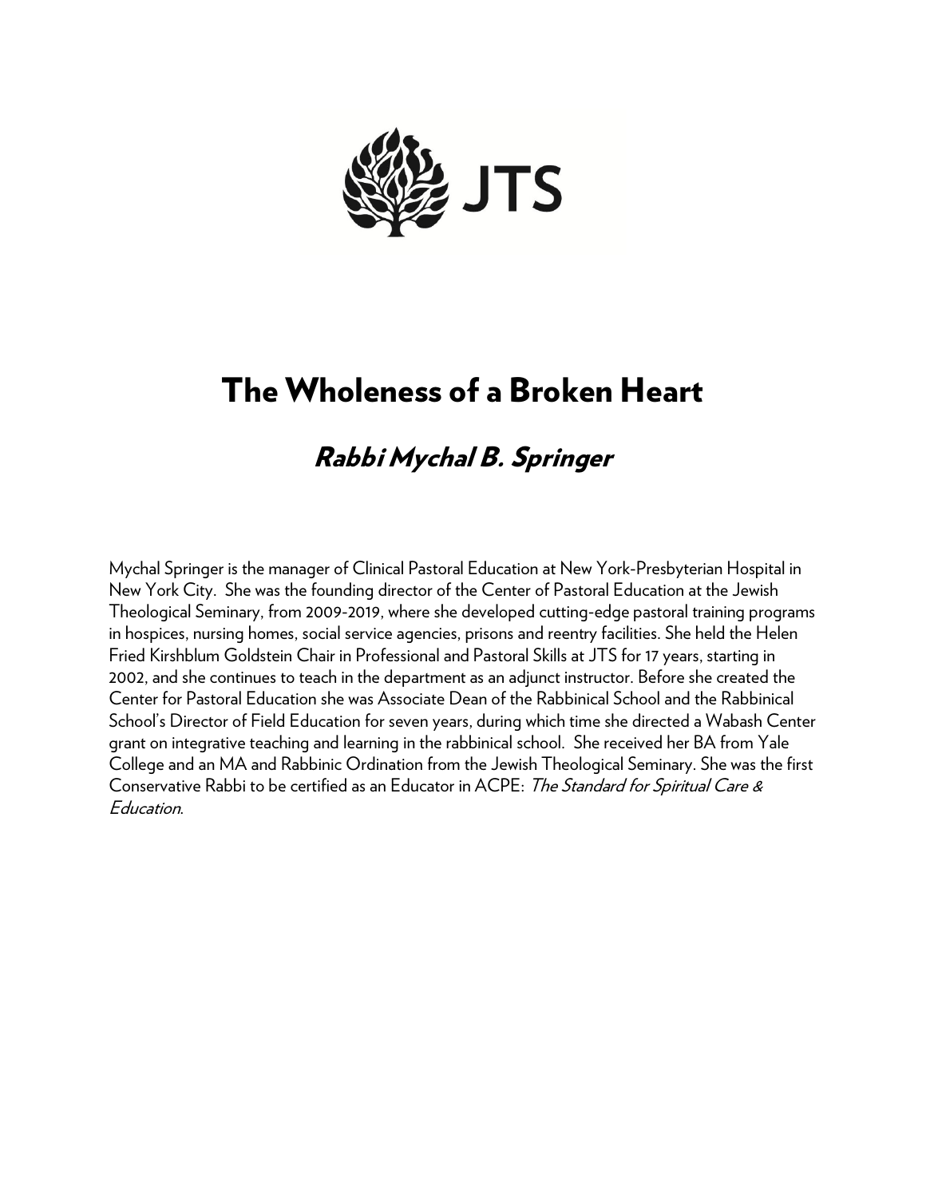JTS

# The Wholeness of a Broken Heart

## *Rabbi Mychal B. Springer*

Mychal Springer is the manager of Clinical Pastoral Education at New York-Presbyterian Hospital in New York City. She was the founding director of the Center of Pastoral Education at the Jewish Theological Seminary, from 2009-2019, where she developed cutting-edge pastoral training programs in hospices, nursing homes, social service agencies, prisons and reentry facilities. She held the Helen Fried Kirshblum Goldstein Chair in Professional and Pastoral Skills at JTS for 17 years, starting in 2002, and she continues to teach in the department as an adjunct instructor. Before she created the Center for Pastoral Education she was Associate Dean of the Rabbinical School and the Rabbinical School's Director of Field Education for seven years, during which time she directed a Wabash Center grant on integrative teaching and learning in the rabbinical school. She received her BA from Yale College and an MA and Rabbinic Ordination from the Jewish Theological Seminary. She was the first Conservative Rabbi to be certified as an Educator in ACPE: *The Standard for Spiritual Care & Education*.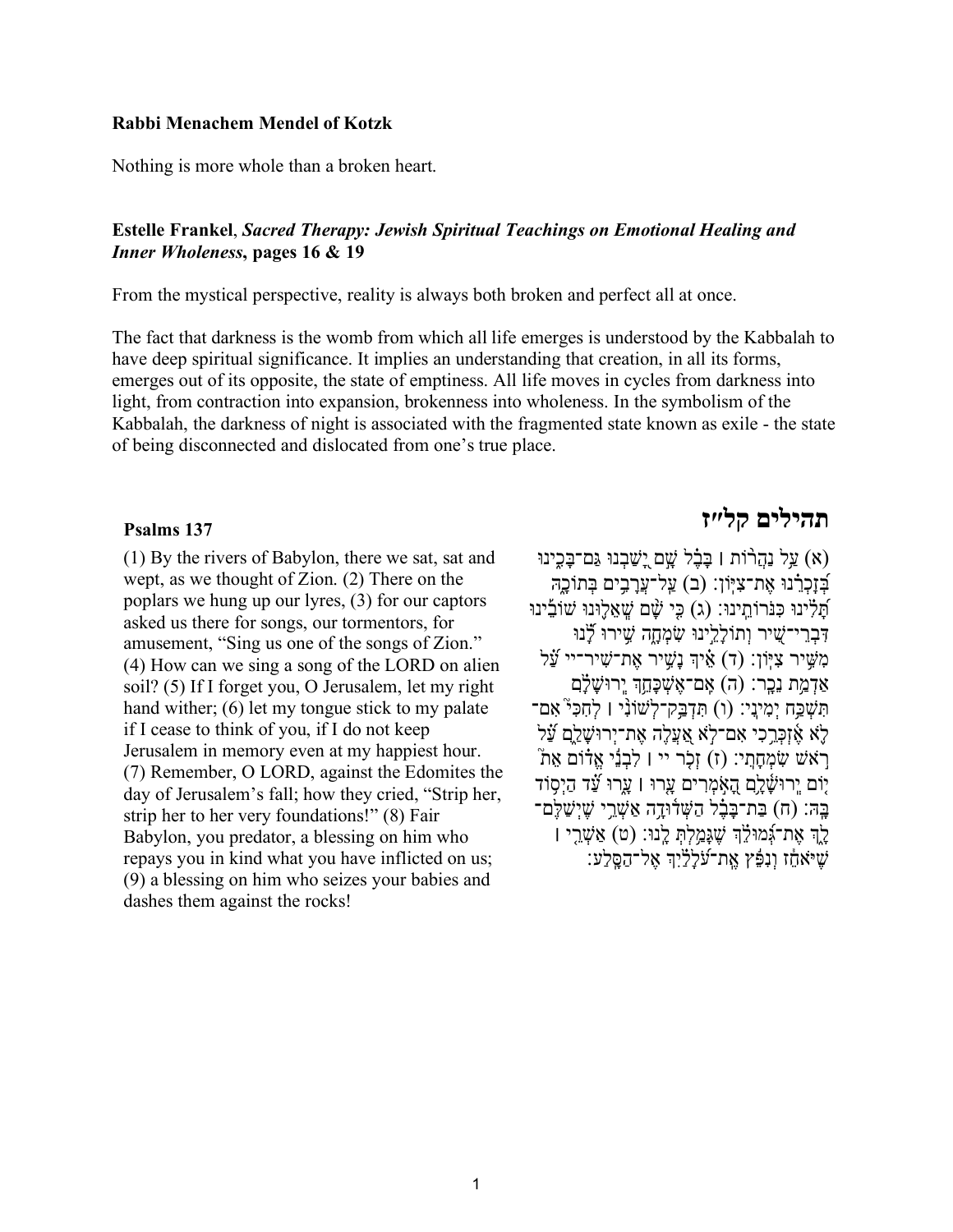**Rabbi Menachem Mendel of Kotzk**

Nothing is more whole than a broken heart.

**Estelle Frankel**, ***Sacred Therapy: Jewish Spiritual Teachings on Emotional Healing and Inner Wholeness*****, pages 16 & 19**

From the mystical perspective, reality is always both broken and perfect all at once.

The fact that darkness is the womb from which all life emerges is understood by the Kabbalah to have deep spiritual significance. It implies an understanding that creation, in all its forms, emerges out of its opposite, the state of emptiness. All life moves in cycles from darkness into light, from contraction into expansion, brokenness into wholeness. In the symbolism of the Kabbalah, the darkness of night is associated with the fragmented state known as exile - the state of being disconnected and dislocated from one's true place.

**Psalms 137**

(1) By the rivers of Babylon, there we sat, sat and wept, as we thought of Zion. (2) There on the poplars we hung up our lyres, (3) for our captors asked us there for songs, our tormentors, for amusement, "Sing us one of the songs of Zion." (4) How can we sing a song of the LORD on alien soil? (5) If I forget you, O Jerusalem, let my right hand wither; (6) let my tongue stick to my palate if I cease to think of you, if I do not keep Jerusalem in memory even at my happiest hour. (7) Remember, O LORD, against the Edomites the day of Jerusalem's fall; how they cried, "Strip her, strip her to her very foundations!" (8) Fair Babylon, you predator, a blessing on him who repays you in kind what you have inflicted on us; (9) a blessing on him who seizes your babies and dashes them against the rocks!

**תהילים קל״ז**

(א) עַל נַהֲרוֹת ׀ בָּבֶל שָׁם יָשַׁבְנוּ גַּם־בָּכִינוּ בְּזָכְרֵנוּ אֶת־צִיּוֹן׃ (ב) עַל־עֲרָבִים בְּתוֹכָהּ תָּלִינוּ כִּנֹּרוֹתֵינוּ׃ (ג) כִּי שָׁם שְׁאֵלוּנוּ שׁוֹבֵינוּ דִּבְרֵי־שִׁיר וְתוֹלָלֵינוּ שִׂמְחָה שִׁירוּ לָנוּ מִשִּׁיר צִיּוֹן׃ (ד) אֵיךְ נָשִׁיר אֶת־שִׁיר־יי עַל אַדְמַת נֵכָר׃ (ה) אִם־אֶשְׁכָּחֵךְ יְרוּשָׁלָ͏ִם תִּשְׁכַּח יְמִינִי׃ (ו) תִּדְבַּק־לְשׁוֹנִי ׀ לְחִכִּי אִם־לֹא אֶזְכְּרֵכִי אִם־לֹא אַעֲלֶה אֶת־יְרוּשָׁלַ͏ִם עַל רֹאשׁ שִׂמְחָתִי׃ (ז) זְכֹר יי ׀ לִבְנֵי אֱדוֹם אֵת יוֹם יְרוּשָׁלָ͏ִם הָאֹמְרִים עָרוּ ׀ עָרוּ עַד הַיְסוֹד בָּהּ׃ (ח) בַּת־בָּבֶל הַשְּׁדוּדָה אַשְׁרֵי שֶׁיְשַׁלֶּם־לָךְ אֶת־גְּמוּלֵךְ שֶׁגָּמַלְתְּ לָנוּ׃ (ט) אַשְׁרֵי ׀ שֶׁיֹּאחֵז וְנִפֵּץ אֶת־עֹלָלַיִךְ אֶל־הַסָּלַע׃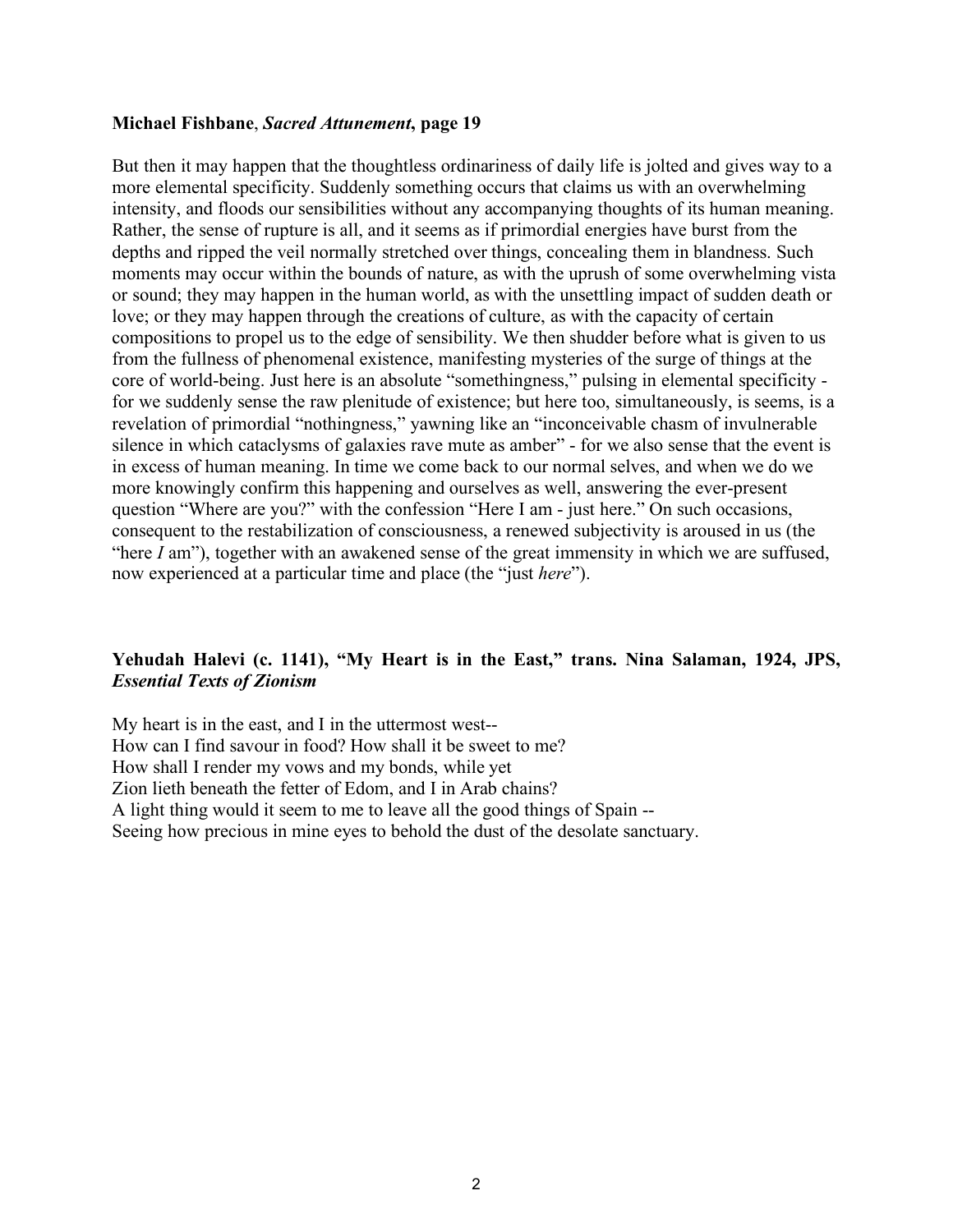**Michael Fishbane**, ***Sacred Attunement*****, page 19**

But then it may happen that the thoughtless ordinariness of daily life is jolted and gives way to a more elemental specificity. Suddenly something occurs that claims us with an overwhelming intensity, and floods our sensibilities without any accompanying thoughts of its human meaning. Rather, the sense of rupture is all, and it seems as if primordial energies have burst from the depths and ripped the veil normally stretched over things, concealing them in blandness. Such moments may occur within the bounds of nature, as with the uprush of some overwhelming vista or sound; they may happen in the human world, as with the unsettling impact of sudden death or love; or they may happen through the creations of culture, as with the capacity of certain compositions to propel us to the edge of sensibility. We then shudder before what is given to us from the fullness of phenomenal existence, manifesting mysteries of the surge of things at the core of world-being. Just here is an absolute "somethingness," pulsing in elemental specificity - for we suddenly sense the raw plenitude of existence; but here too, simultaneously, is seems, is a revelation of primordial "nothingness," yawning like an "inconceivable chasm of invulnerable silence in which cataclysms of galaxies rave mute as amber" - for we also sense that the event is in excess of human meaning. In time we come back to our normal selves, and when we do we more knowingly confirm this happening and ourselves as well, answering the ever-present question "Where are you?" with the confession "Here I am - just here." On such occasions, consequent to the restabilization of consciousness, a renewed subjectivity is aroused in us (the "here *I* am"), together with an awakened sense of the great immensity in which we are suffused, now experienced at a particular time and place (the "just *here*").

**Yehudah Halevi (c. 1141), "My Heart is in the East," trans. Nina Salaman, 1924, JPS,** ***Essential Texts of Zionism***

My heart is in the east, and I in the uttermost west--
How can I find savour in food? How shall it be sweet to me?
How shall I render my vows and my bonds, while yet
Zion lieth beneath the fetter of Edom, and I in Arab chains?
A light thing would it seem to me to leave all the good things of Spain --
Seeing how precious in mine eyes to behold the dust of the desolate sanctuary.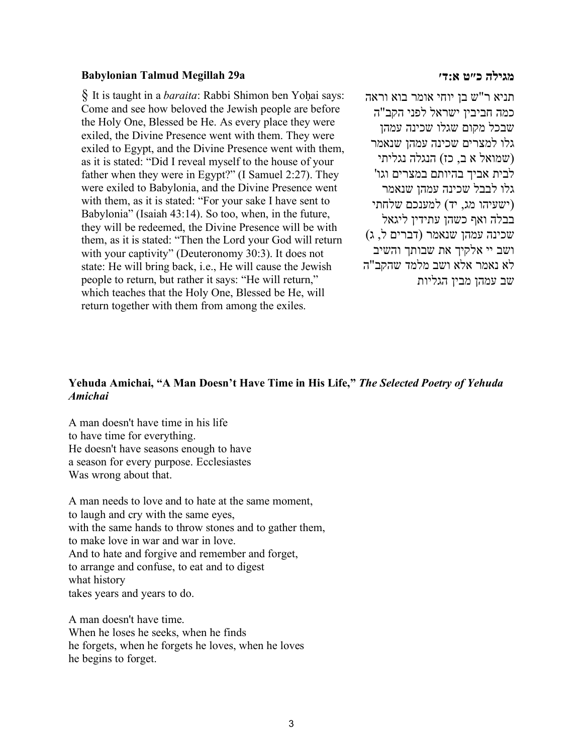**Babylonian Talmud Megillah 29a**

§ It is taught in a *baraita*: Rabbi Shimon ben Yoḥai says: Come and see how beloved the Jewish people are before the Holy One, Blessed be He. As every place they were exiled, the Divine Presence went with them. They were exiled to Egypt, and the Divine Presence went with them, as it is stated: "Did I reveal myself to the house of your father when they were in Egypt?" (I Samuel 2:27). They were exiled to Babylonia, and the Divine Presence went with them, as it is stated: "For your sake I have sent to Babylonia" (Isaiah 43:14). So too, when, in the future, they will be redeemed, the Divine Presence will be with them, as it is stated: "Then the Lord your God will return with your captivity" (Deuteronomy 30:3). It does not state: He will bring back, i.e., He will cause the Jewish people to return, but rather it says: "He will return," which teaches that the Holy One, Blessed be He, will return together with them from among the exiles.

**מגילה כ״ט א:ד׳**

תניא ר"ש בן יוחי אומר בוא וראה כמה חביבין ישראל לפני הקב"ה שבכל מקום שגלו שכינה עמהן גלו למצרים שכינה עמהן שנאמר (שמואל א ב, כז) הנגלה נגליתי לבית אביך בהיותם במצרים וגו' גלו לבבל שכינה עמהן שנאמר (ישעיהו מג, יד) למענכם שלחתי בבלה ואף כשהן עתידין ליגאל שכינה עמהן שנאמר (דברים ל, ג) ושב יי אלקיך את שבותך והשיב לא נאמר אלא ושב מלמד שהקב"ה שב עמהן מבין הגליות

**Yehuda Amichai, "A Man Doesn't Have Time in His Life," *The Selected Poetry of Yehuda Amichai***

A man doesn't have time in his life  
to have time for everything.  
He doesn't have seasons enough to have  
a season for every purpose. Ecclesiastes  
Was wrong about that.

A man needs to love and to hate at the same moment,  
to laugh and cry with the same eyes,  
with the same hands to throw stones and to gather them,  
to make love in war and war in love.  
And to hate and forgive and remember and forget,  
to arrange and confuse, to eat and to digest  
what history  
takes years and years to do.

A man doesn't have time.  
When he loses he seeks, when he finds  
he forgets, when he forgets he loves, when he loves  
he begins to forget.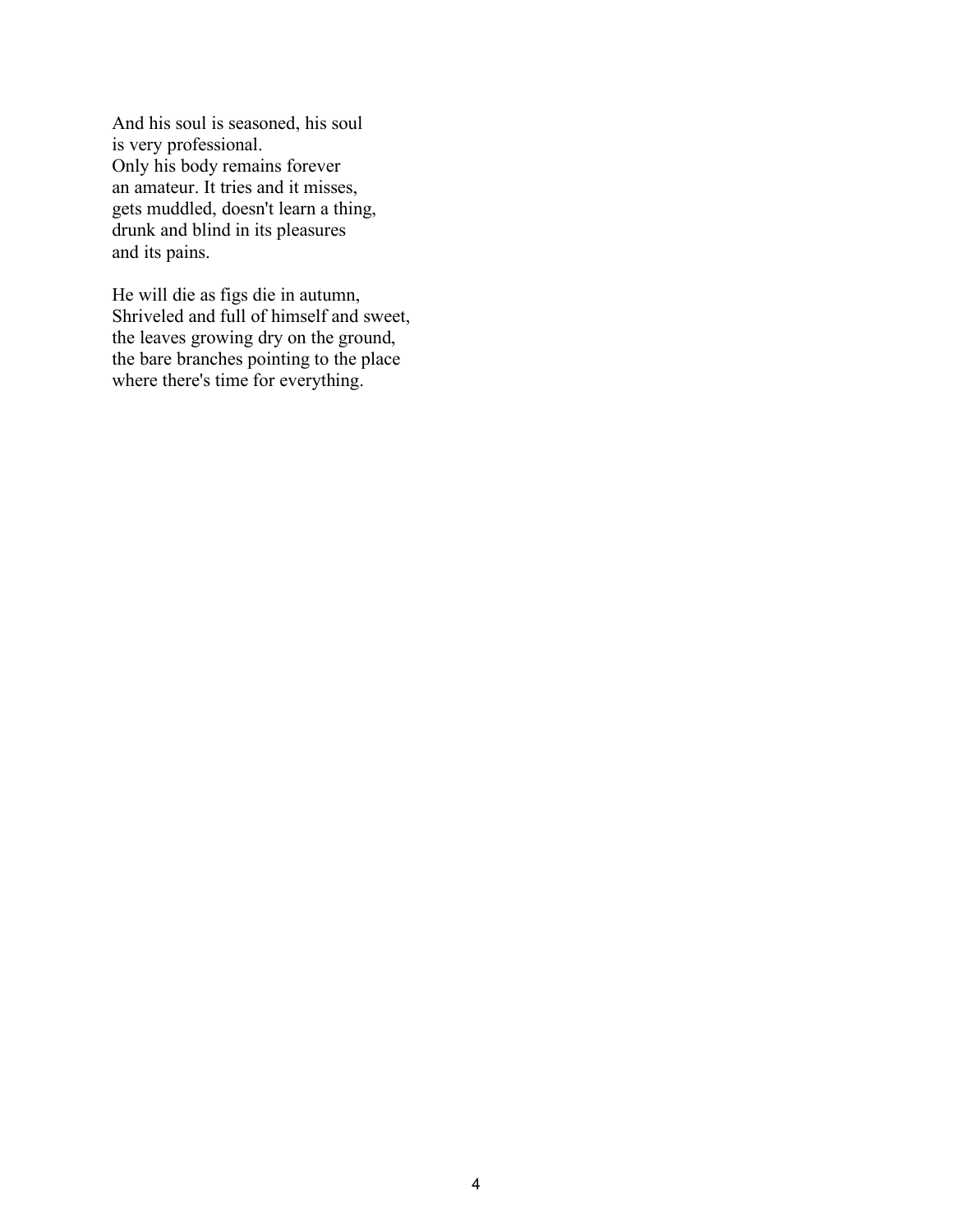And his soul is seasoned, his soul
is very professional.
Only his body remains forever
an amateur. It tries and it misses,
gets muddled, doesn't learn a thing,
drunk and blind in its pleasures
and its pains.

He will die as figs die in autumn,
Shriveled and full of himself and sweet,
the leaves growing dry on the ground,
the bare branches pointing to the place
where there's time for everything.